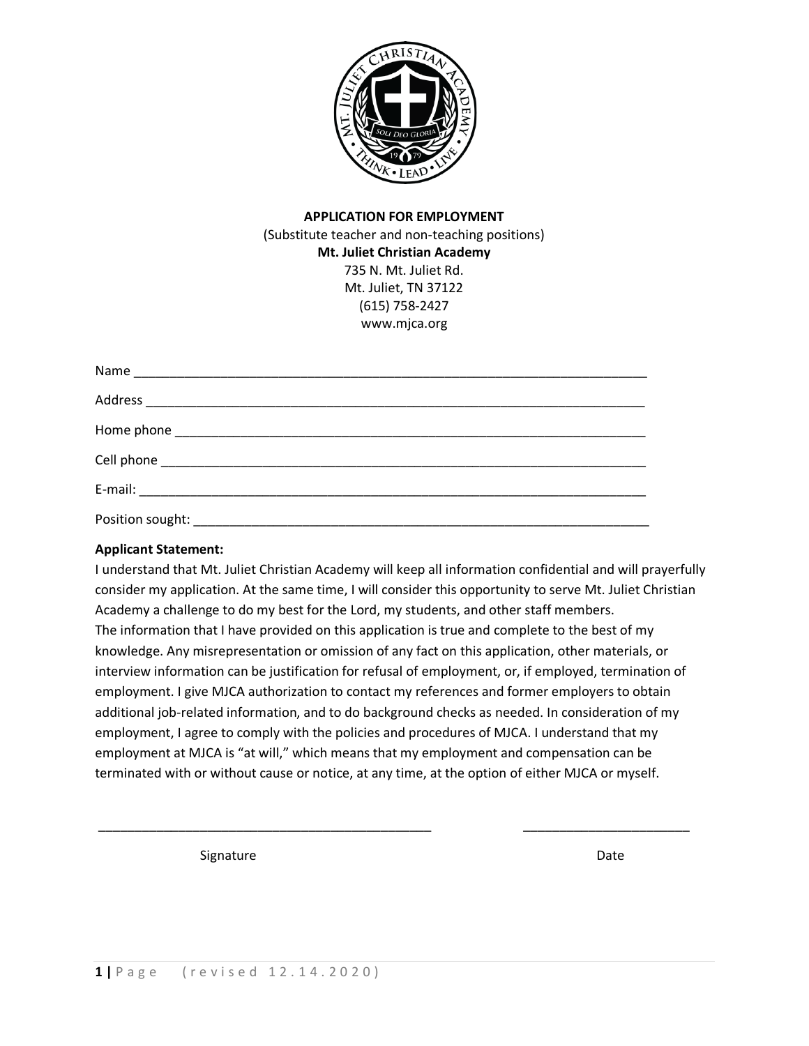**APPLICATION FOR EMPLOYMENT**

(Substitute teacher and non-teaching positions)

**Mt. Juliet Christian Academy**

735 N. Mt. Juliet Rd.

Mt. Juliet, TN 37122

(615) 758-2427

www.mjca.org

Name ______________________________________________________________________

Address ____________________________________________________________________

Home phone _________________________________________________________________

Cell phone __________________________________________________________________

E-mail: _____________________________________________________________________

Position sought: ______________________________________________________________

**Applicant Statement:**

I understand that Mt. Juliet Christian Academy will keep all information confidential and will prayerfully consider my application. At the same time, I will consider this opportunity to serve Mt. Juliet Christian Academy a challenge to do my best for the Lord, my students, and other staff members.

The information that I have provided on this application is true and complete to the best of my knowledge. Any misrepresentation or omission of any fact on this application, other materials, or interview information can be justification for refusal of employment, or, if employed, termination of employment. I give MJCA authorization to contact my references and former employers to obtain additional job-related information, and to do background checks as needed. In consideration of my employment, I agree to comply with the policies and procedures of MJCA. I understand that my employment at MJCA is "at will," which means that my employment and compensation can be terminated with or without cause or notice, at any time, at the option of either MJCA or myself.

_______________________________________________ _______________________

Signature Date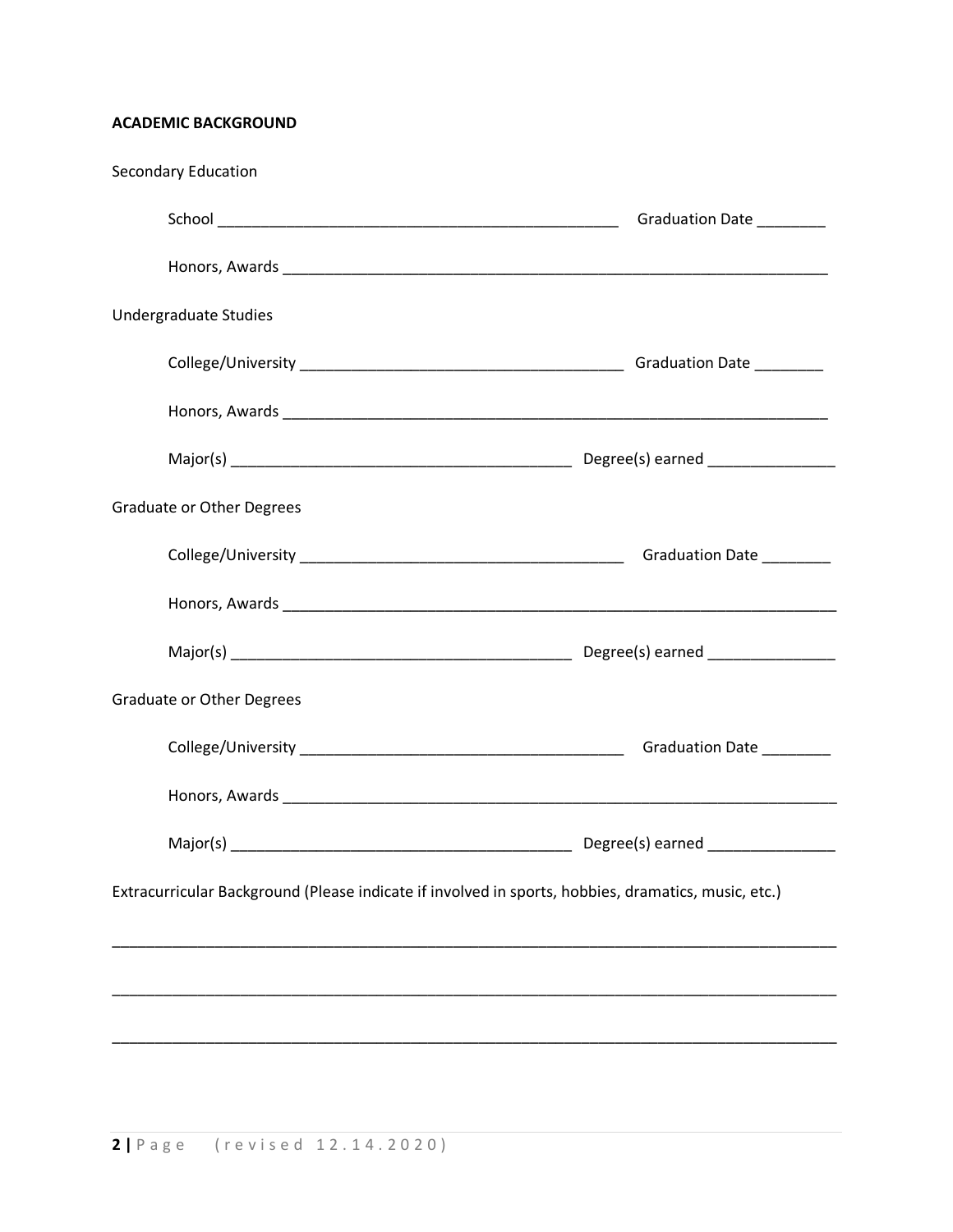**ACADEMIC BACKGROUND**

Secondary Education

School _______________________________________________ Graduation Date ________

Honors, Awards _________________________________________________________________

Undergraduate Studies

College/University ______________________________________ Graduation Date ________

Honors, Awards _________________________________________________________________

Major(s) _______________________________________ Degree(s) earned _______________

Graduate or Other Degrees

College/University ______________________________________ Graduation Date ________

Honors, Awards _________________________________________________________________

Major(s) _______________________________________ Degree(s) earned _______________

Graduate or Other Degrees

College/University ______________________________________ Graduation Date ________

Honors, Awards _________________________________________________________________

Major(s) _______________________________________ Degree(s) earned _______________

Extracurricular Background (Please indicate if involved in sports, hobbies, dramatics, music, etc.)

_____________________________________________________________________________________

_____________________________________________________________________________________

_____________________________________________________________________________________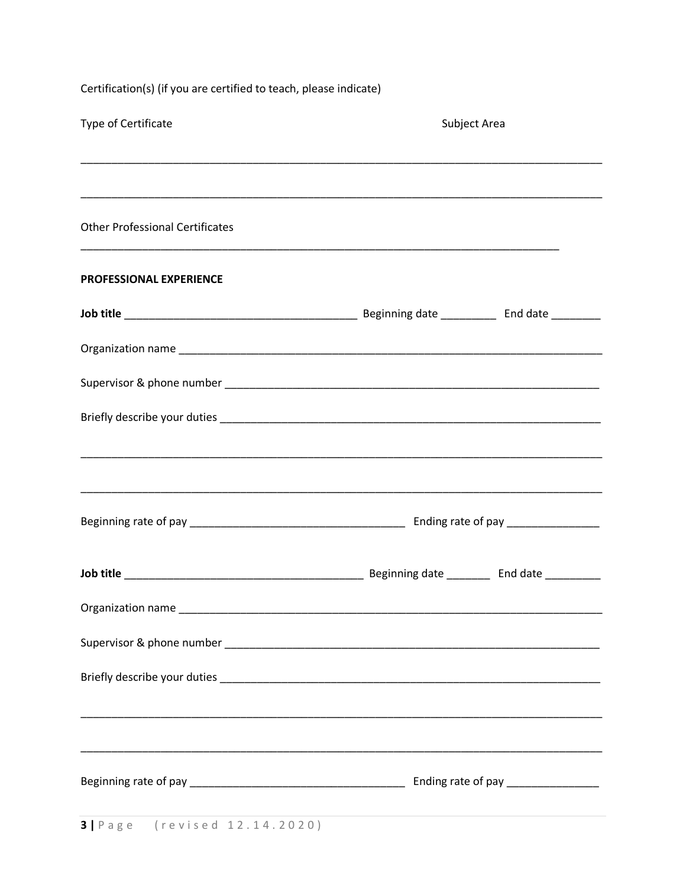Certification(s) (if you are certified to teach, please indicate)

Type of Certificate                                        Subject Area

_______________________________________________________________________________

_______________________________________________________________________________

Other Professional Certificates

_______________________________________________________________________________

**PROFESSIONAL EXPERIENCE**

**Job title** ___________________________________ Beginning date _________ End date ________

Organization name ______________________________________________________________

Supervisor & phone number _______________________________________________________

Briefly describe your duties _______________________________________________________

_______________________________________________________________________________

_______________________________________________________________________________

Beginning rate of pay _______________________________ Ending rate of pay _______________

**Job title** ___________________________________ Beginning date _______ End date _________

Organization name ______________________________________________________________

Supervisor & phone number _______________________________________________________

Briefly describe your duties _______________________________________________________

_______________________________________________________________________________

_______________________________________________________________________________

Beginning rate of pay _______________________________ Ending rate of pay _______________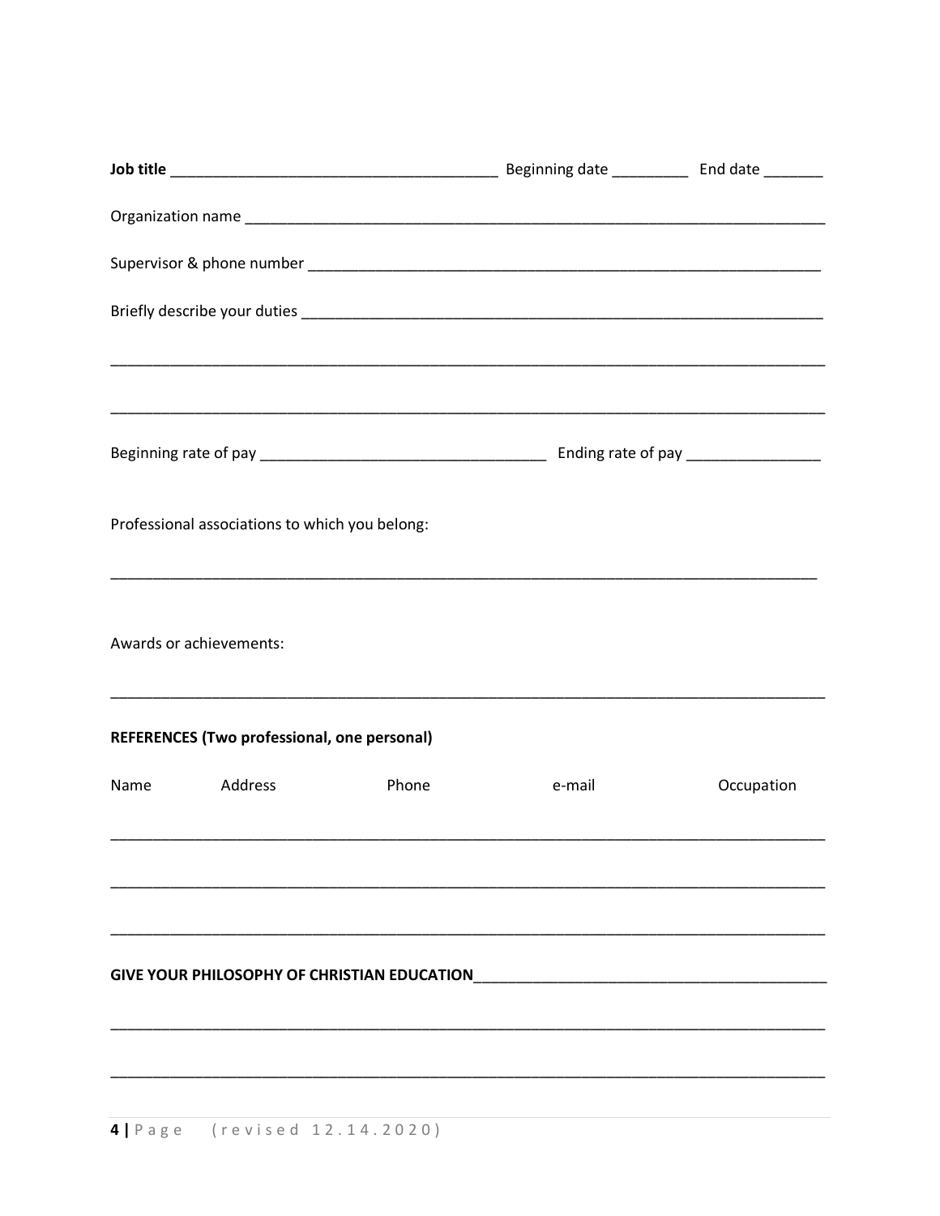**Job title** ______________________________________ Beginning date _________ End date _______

Organization name ______________________________________________________________________

Supervisor & phone number ______________________________________________________________

Briefly describe your duties ______________________________________________________________

_____________________________________________________________________________________

_____________________________________________________________________________________

Beginning rate of pay _________________________________ Ending rate of pay ________________

Professional associations to which you belong:

_____________________________________________________________________________________

Awards or achievements:

_____________________________________________________________________________________

**REFERENCES (Two professional, one personal)**

| Name | Address | Phone | e-mail | Occupation |
|---|---|---|---|---|
| | | | | |
| | | | | |
| | | | | |

**GIVE YOUR PHILOSOPHY OF CHRISTIAN EDUCATION**__________________________________________

_____________________________________________________________________________________

_____________________________________________________________________________________

(revised 12.14.2020)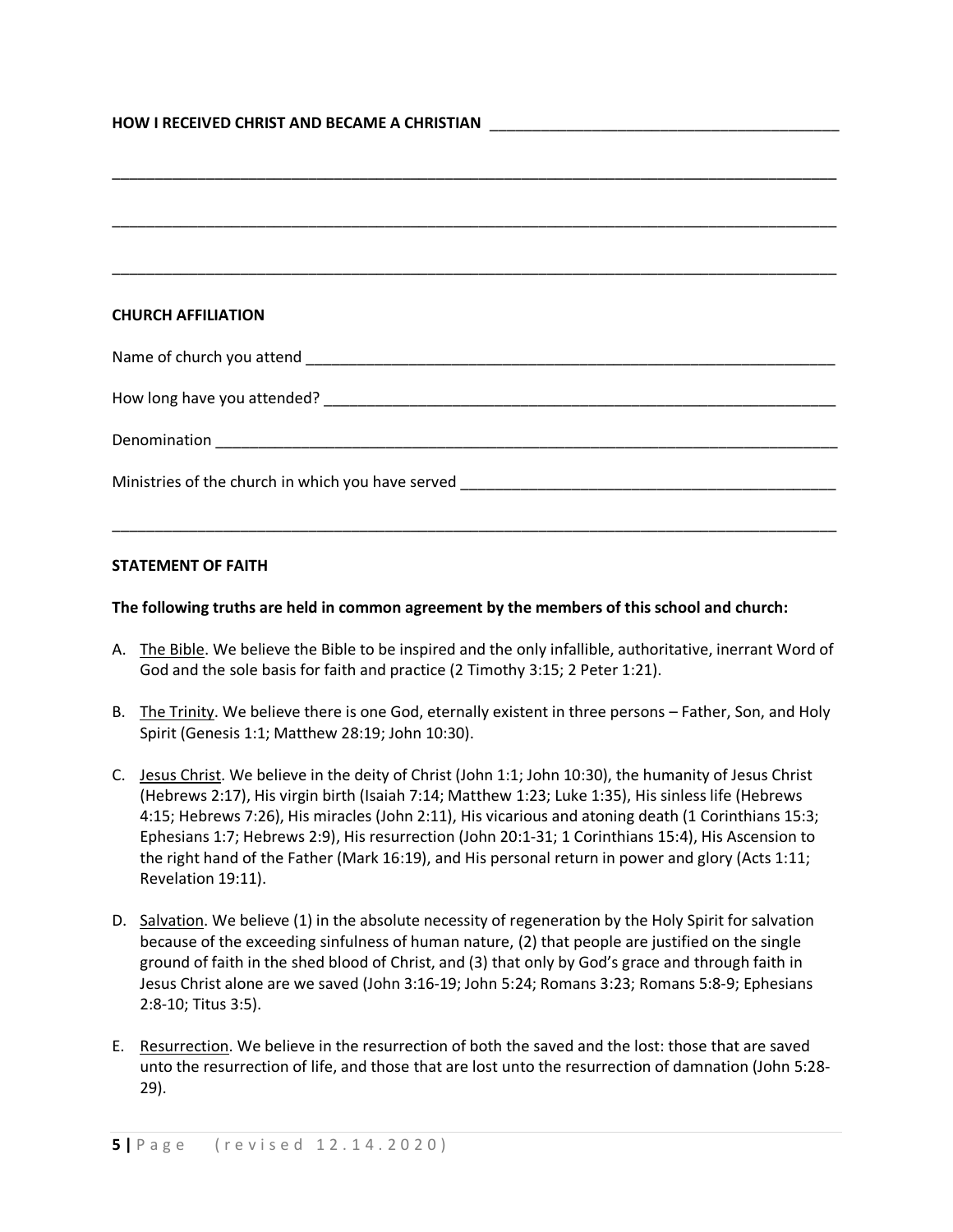**HOW I RECEIVED CHRIST AND BECAME A CHRISTIAN** ___________________________________________

_____________________________________________________________________________________

_____________________________________________________________________________________

_____________________________________________________________________________________

**CHURCH AFFILIATION**

Name of church you attend _________________________________________________________________

How long have you attended? ______________________________________________________________

Denomination ____________________________________________________________________________

Ministries of the church in which you have served _____________________________________________

_____________________________________________________________________________________

**STATEMENT OF FAITH**

**The following truths are held in common agreement by the members of this school and church:**

A. The Bible. We believe the Bible to be inspired and the only infallible, authoritative, inerrant Word of God and the sole basis for faith and practice (2 Timothy 3:15; 2 Peter 1:21).

B. The Trinity. We believe there is one God, eternally existent in three persons – Father, Son, and Holy Spirit (Genesis 1:1; Matthew 28:19; John 10:30).

C. Jesus Christ. We believe in the deity of Christ (John 1:1; John 10:30), the humanity of Jesus Christ (Hebrews 2:17), His virgin birth (Isaiah 7:14; Matthew 1:23; Luke 1:35), His sinless life (Hebrews 4:15; Hebrews 7:26), His miracles (John 2:11), His vicarious and atoning death (1 Corinthians 15:3; Ephesians 1:7; Hebrews 2:9), His resurrection (John 20:1-31; 1 Corinthians 15:4), His Ascension to the right hand of the Father (Mark 16:19), and His personal return in power and glory (Acts 1:11; Revelation 19:11).

D. Salvation. We believe (1) in the absolute necessity of regeneration by the Holy Spirit for salvation because of the exceeding sinfulness of human nature, (2) that people are justified on the single ground of faith in the shed blood of Christ, and (3) that only by God's grace and through faith in Jesus Christ alone are we saved (John 3:16-19; John 5:24; Romans 3:23; Romans 5:8-9; Ephesians 2:8-10; Titus 3:5).

E. Resurrection. We believe in the resurrection of both the saved and the lost: those that are saved unto the resurrection of life, and those that are lost unto the resurrection of damnation (John 5:28-29).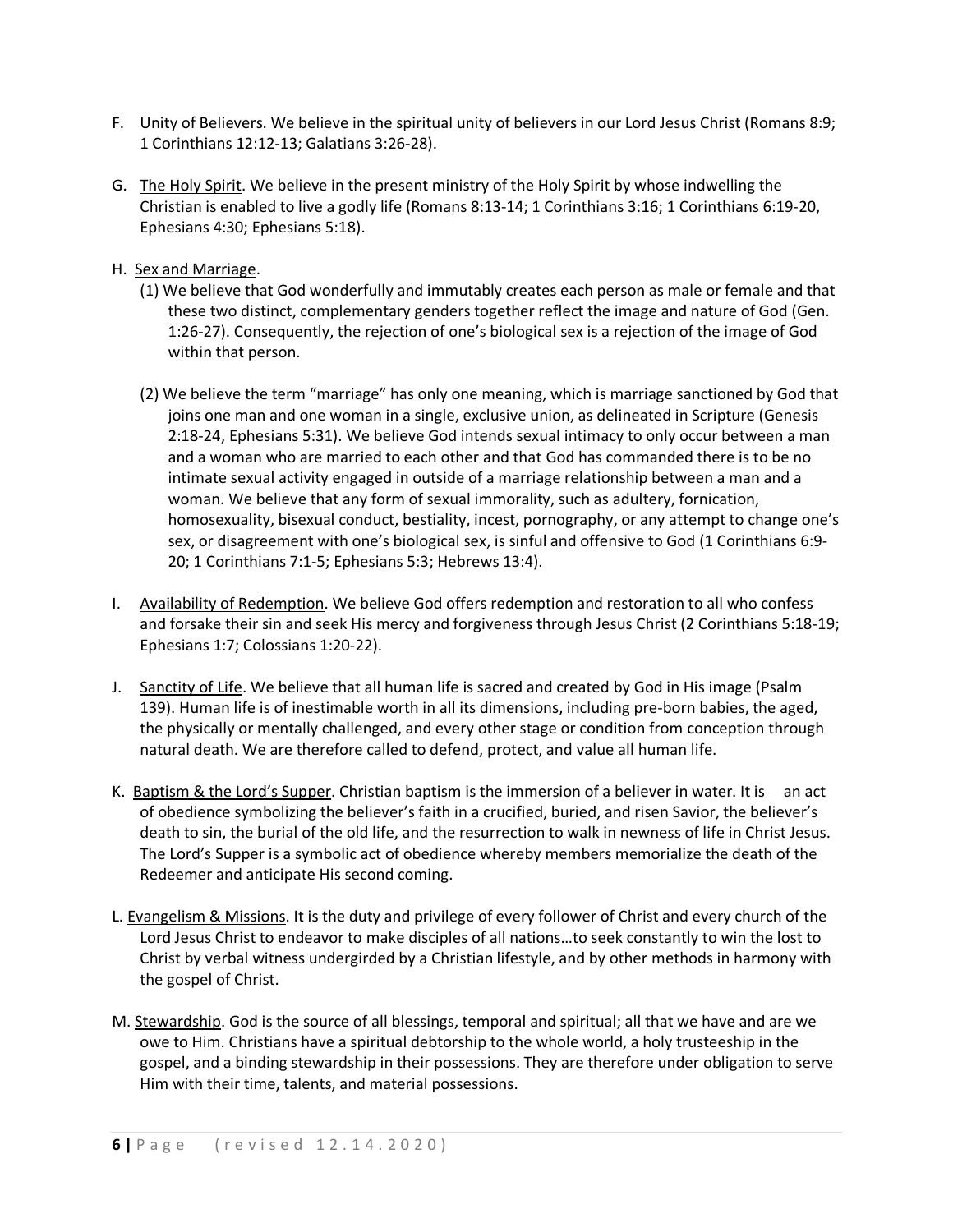F. Unity of Believers. We believe in the spiritual unity of believers in our Lord Jesus Christ (Romans 8:9; 1 Corinthians 12:12-13; Galatians 3:26-28).

G. The Holy Spirit. We believe in the present ministry of the Holy Spirit by whose indwelling the Christian is enabled to live a godly life (Romans 8:13-14; 1 Corinthians 3:16; 1 Corinthians 6:19-20, Ephesians 4:30; Ephesians 5:18).

H. Sex and Marriage.

(1) We believe that God wonderfully and immutably creates each person as male or female and that these two distinct, complementary genders together reflect the image and nature of God (Gen. 1:26-27). Consequently, the rejection of one's biological sex is a rejection of the image of God within that person.

(2) We believe the term "marriage" has only one meaning, which is marriage sanctioned by God that joins one man and one woman in a single, exclusive union, as delineated in Scripture (Genesis 2:18-24, Ephesians 5:31). We believe God intends sexual intimacy to only occur between a man and a woman who are married to each other and that God has commanded there is to be no intimate sexual activity engaged in outside of a marriage relationship between a man and a woman. We believe that any form of sexual immorality, such as adultery, fornication, homosexuality, bisexual conduct, bestiality, incest, pornography, or any attempt to change one's sex, or disagreement with one's biological sex, is sinful and offensive to God (1 Corinthians 6:9-20; 1 Corinthians 7:1-5; Ephesians 5:3; Hebrews 13:4).

I. Availability of Redemption. We believe God offers redemption and restoration to all who confess and forsake their sin and seek His mercy and forgiveness through Jesus Christ (2 Corinthians 5:18-19; Ephesians 1:7; Colossians 1:20-22).

J. Sanctity of Life. We believe that all human life is sacred and created by God in His image (Psalm 139). Human life is of inestimable worth in all its dimensions, including pre-born babies, the aged, the physically or mentally challenged, and every other stage or condition from conception through natural death. We are therefore called to defend, protect, and value all human life.

K. Baptism & the Lord's Supper. Christian baptism is the immersion of a believer in water. It is an act of obedience symbolizing the believer's faith in a crucified, buried, and risen Savior, the believer's death to sin, the burial of the old life, and the resurrection to walk in newness of life in Christ Jesus. The Lord's Supper is a symbolic act of obedience whereby members memorialize the death of the Redeemer and anticipate His second coming.

L. Evangelism & Missions. It is the duty and privilege of every follower of Christ and every church of the Lord Jesus Christ to endeavor to make disciples of all nations…to seek constantly to win the lost to Christ by verbal witness undergirded by a Christian lifestyle, and by other methods in harmony with the gospel of Christ.

M. Stewardship. God is the source of all blessings, temporal and spiritual; all that we have and are we owe to Him. Christians have a spiritual debtorship to the whole world, a holy trusteeship in the gospel, and a binding stewardship in their possessions. They are therefore under obligation to serve Him with their time, talents, and material possessions.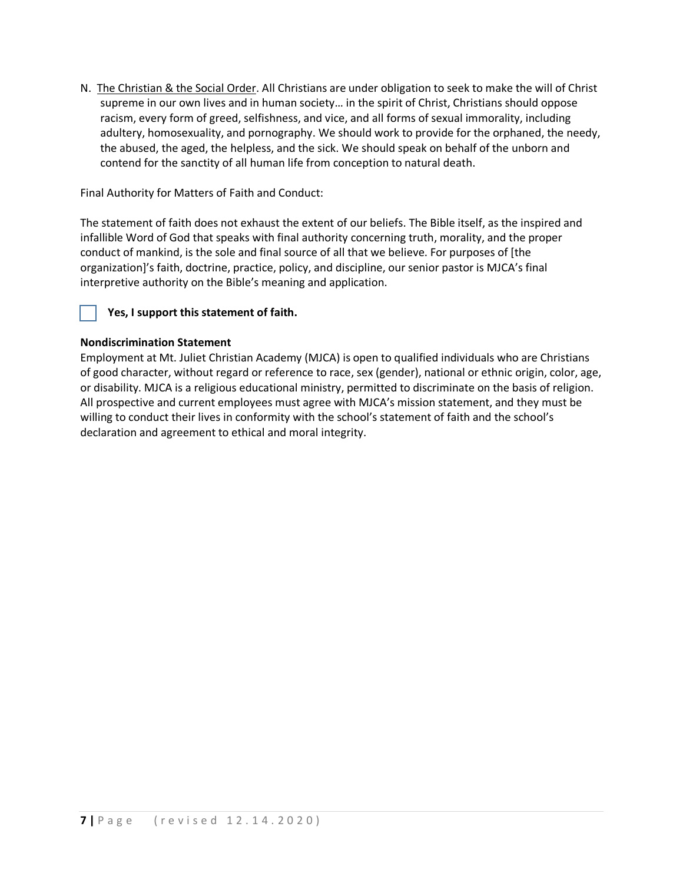N. <u>The Christian & the Social Order</u>. All Christians are under obligation to seek to make the will of Christ supreme in our own lives and in human society… in the spirit of Christ, Christians should oppose racism, every form of greed, selfishness, and vice, and all forms of sexual immorality, including adultery, homosexuality, and pornography. We should work to provide for the orphaned, the needy, the abused, the aged, the helpless, and the sick. We should speak on behalf of the unborn and contend for the sanctity of all human life from conception to natural death.

Final Authority for Matters of Faith and Conduct:

The statement of faith does not exhaust the extent of our beliefs. The Bible itself, as the inspired and infallible Word of God that speaks with final authority concerning truth, morality, and the proper conduct of mankind, is the sole and final source of all that we believe. For purposes of [the organization]'s faith, doctrine, practice, policy, and discipline, our senior pastor is MJCA's final interpretive authority on the Bible's meaning and application.

☐ **Yes, I support this statement of faith.**

**Nondiscrimination Statement**

Employment at Mt. Juliet Christian Academy (MJCA) is open to qualified individuals who are Christians of good character, without regard or reference to race, sex (gender), national or ethnic origin, color, age, or disability. MJCA is a religious educational ministry, permitted to discriminate on the basis of religion. All prospective and current employees must agree with MJCA's mission statement, and they must be willing to conduct their lives in conformity with the school's statement of faith and the school's declaration and agreement to ethical and moral integrity.